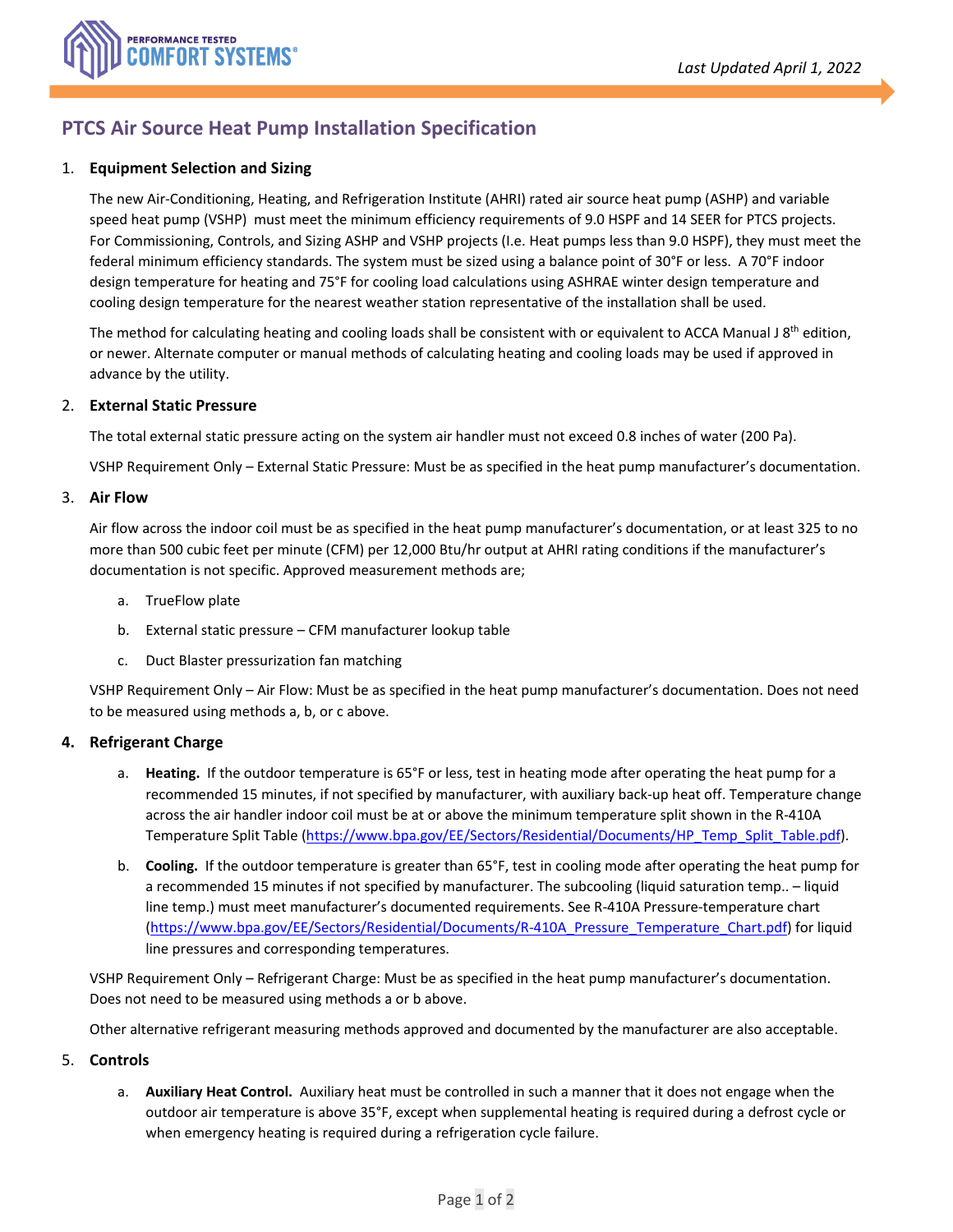PERFORMANCE TESTED **COMFORT SYSTEMS**®

*Last Updated April 1, 2022*

## PTCS Air Source Heat Pump Installation Specification

1. **Equipment Selection and Sizing**

   The new Air-Conditioning, Heating, and Refrigeration Institute (AHRI) rated air source heat pump (ASHP) and variable speed heat pump (VSHP) must meet the minimum efficiency requirements of 9.0 HSPF and 14 SEER for PTCS projects. For Commissioning, Controls, and Sizing ASHP and VSHP projects (I.e. Heat pumps less than 9.0 HSPF), they must meet the federal minimum efficiency standards. The system must be sized using a balance point of 30°F or less. A 70°F indoor design temperature for heating and 75°F for cooling load calculations using ASHRAE winter design temperature and cooling design temperature for the nearest weather station representative of the installation shall be used.

   The method for calculating heating and cooling loads shall be consistent with or equivalent to ACCA Manual J 8th edition, or newer. Alternate computer or manual methods of calculating heating and cooling loads may be used if approved in advance by the utility.

2. **External Static Pressure**

   The total external static pressure acting on the system air handler must not exceed 0.8 inches of water (200 Pa).

   VSHP Requirement Only – External Static Pressure: Must be as specified in the heat pump manufacturer's documentation.

3. **Air Flow**

   Air flow across the indoor coil must be as specified in the heat pump manufacturer's documentation, or at least 325 to no more than 500 cubic feet per minute (CFM) per 12,000 Btu/hr output at AHRI rating conditions if the manufacturer's documentation is not specific. Approved measurement methods are;

   a. TrueFlow plate

   b. External static pressure – CFM manufacturer lookup table

   c. Duct Blaster pressurization fan matching

   VSHP Requirement Only – Air Flow: Must be as specified in the heat pump manufacturer's documentation. Does not need to be measured using methods a, b, or c above.

4. **Refrigerant Charge**

   a. **Heating.** If the outdoor temperature is 65°F or less, test in heating mode after operating the heat pump for a recommended 15 minutes, if not specified by manufacturer, with auxiliary back-up heat off. Temperature change across the air handler indoor coil must be at or above the minimum temperature split shown in the R-410A Temperature Split Table (https://www.bpa.gov/EE/Sectors/Residential/Documents/HP_Temp_Split_Table.pdf).

   b. **Cooling.** If the outdoor temperature is greater than 65°F, test in cooling mode after operating the heat pump for a recommended 15 minutes if not specified by manufacturer. The subcooling (liquid saturation temp.. – liquid line temp.) must meet manufacturer's documented requirements. See R-410A Pressure-temperature chart (https://www.bpa.gov/EE/Sectors/Residential/Documents/R-410A_Pressure_Temperature_Chart.pdf) for liquid line pressures and corresponding temperatures.

   VSHP Requirement Only – Refrigerant Charge: Must be as specified in the heat pump manufacturer's documentation. Does not need to be measured using methods a or b above.

   Other alternative refrigerant measuring methods approved and documented by the manufacturer are also acceptable.

5. **Controls**

   a. **Auxiliary Heat Control.** Auxiliary heat must be controlled in such a manner that it does not engage when the outdoor air temperature is above 35°F, except when supplemental heating is required during a defrost cycle or when emergency heating is required during a refrigeration cycle failure.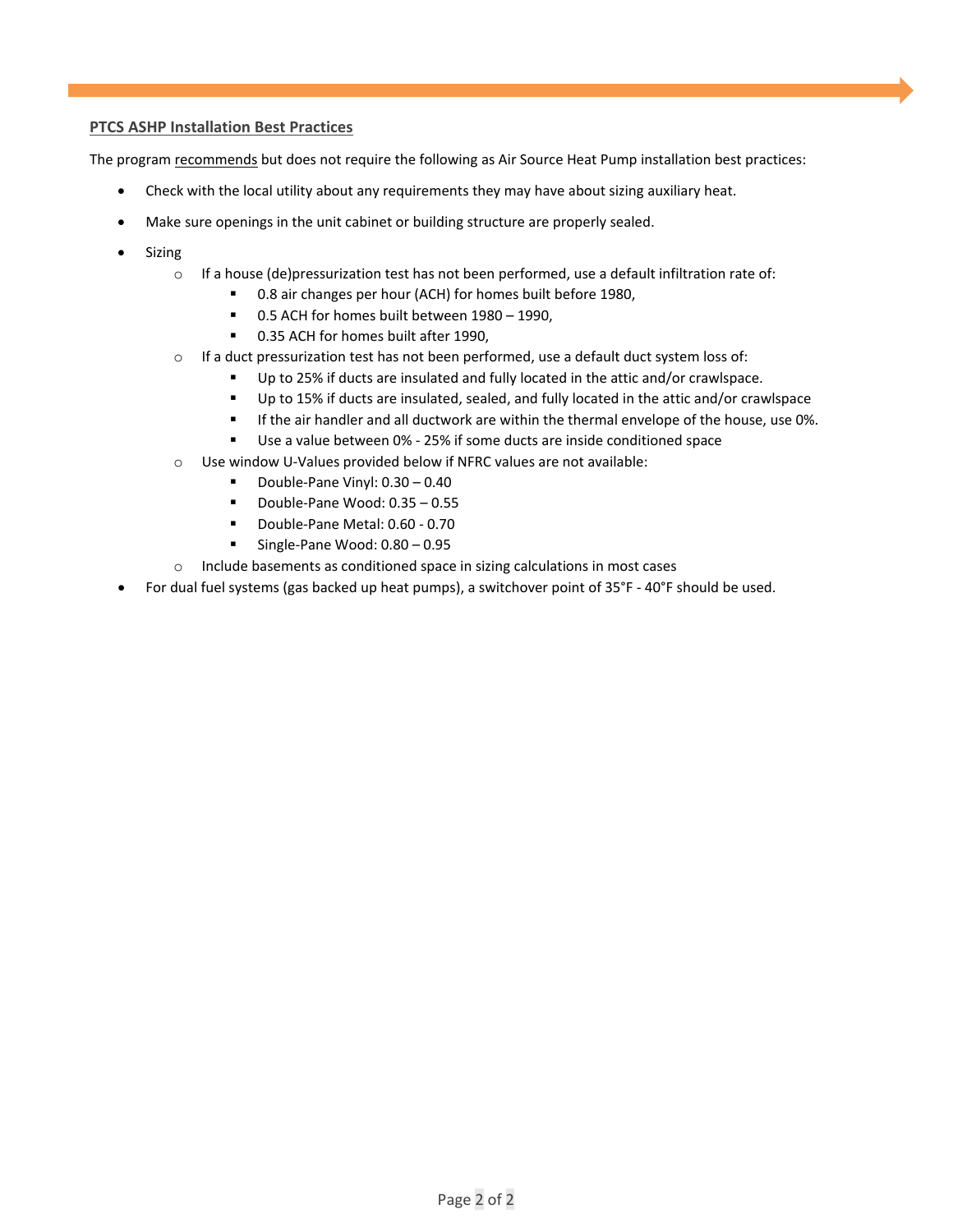## PTCS ASHP Installation Best Practices

The program recommends but does not require the following as Air Source Heat Pump installation best practices:

- Check with the local utility about any requirements they may have about sizing auxiliary heat.
- Make sure openings in the unit cabinet or building structure are properly sealed.
- Sizing
  - If a house (de)pressurization test has not been performed, use a default infiltration rate of:
    - 0.8 air changes per hour (ACH) for homes built before 1980,
    - 0.5 ACH for homes built between 1980 – 1990,
    - 0.35 ACH for homes built after 1990,
  - If a duct pressurization test has not been performed, use a default duct system loss of:
    - Up to 25% if ducts are insulated and fully located in the attic and/or crawlspace.
    - Up to 15% if ducts are insulated, sealed, and fully located in the attic and/or crawlspace
    - If the air handler and all ductwork are within the thermal envelope of the house, use 0%.
    - Use a value between 0% - 25% if some ducts are inside conditioned space
  - Use window U-Values provided below if NFRC values are not available:
    - Double-Pane Vinyl: 0.30 – 0.40
    - Double-Pane Wood: 0.35 – 0.55
    - Double-Pane Metal: 0.60 - 0.70
    - Single-Pane Wood: 0.80 – 0.95
  - Include basements as conditioned space in sizing calculations in most cases
- For dual fuel systems (gas backed up heat pumps), a switchover point of 35°F - 40°F should be used.